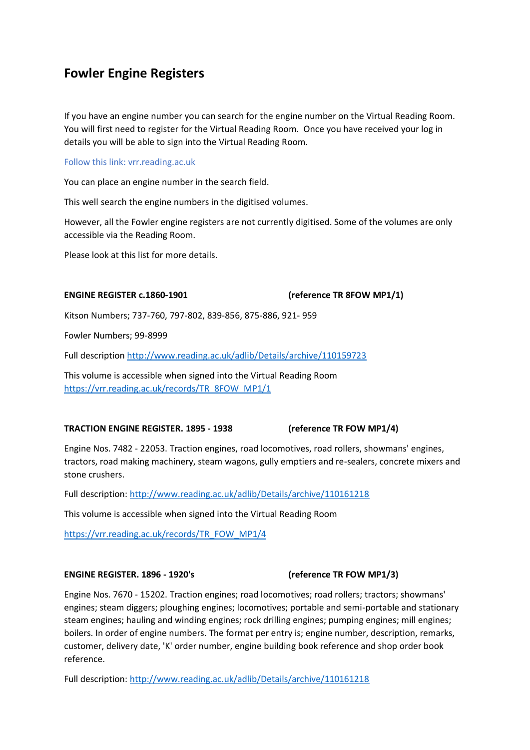# Fowler Engine Registers

If you have an engine number you can search for the engine number on the Virtual Reading Room. You will first need to register for the Virtual Reading Room. Once you have received your log in details you will be able to sign into the Virtual Reading Room.

Follow this link: vrr.reading.ac.uk

You can place an engine number in the search field.

This well search the engine numbers in the digitised volumes.

However, all the Fowler engine registers are not currently digitised. Some of the volumes are only accessible via the Reading Room.

Please look at this list for more details.

**ENGINE REGISTER c.1860-1901** **(reference TR 8FOW MP1/1)**

Kitson Numbers; 737-760, 797-802, 839-856, 875-886, 921- 959

Fowler Numbers; 99-8999

Full description http://www.reading.ac.uk/adlib/Details/archive/110159723

This volume is accessible when signed into the Virtual Reading Room https://vrr.reading.ac.uk/records/TR_8FOW_MP1/1

**TRACTION ENGINE REGISTER. 1895 - 1938** **(reference TR FOW MP1/4)**

Engine Nos. 7482 - 22053. Traction engines, road locomotives, road rollers, showmans' engines, tractors, road making machinery, steam wagons, gully emptiers and re-sealers, concrete mixers and stone crushers.

Full description: http://www.reading.ac.uk/adlib/Details/archive/110161218

This volume is accessible when signed into the Virtual Reading Room

https://vrr.reading.ac.uk/records/TR_FOW_MP1/4

**ENGINE REGISTER. 1896 - 1920's** **(reference TR FOW MP1/3)**

Engine Nos. 7670 - 15202. Traction engines; road locomotives; road rollers; tractors; showmans' engines; steam diggers; ploughing engines; locomotives; portable and semi-portable and stationary steam engines; hauling and winding engines; rock drilling engines; pumping engines; mill engines; boilers. In order of engine numbers. The format per entry is; engine number, description, remarks, customer, delivery date, 'K' order number, engine building book reference and shop order book reference.

Full description: http://www.reading.ac.uk/adlib/Details/archive/110161218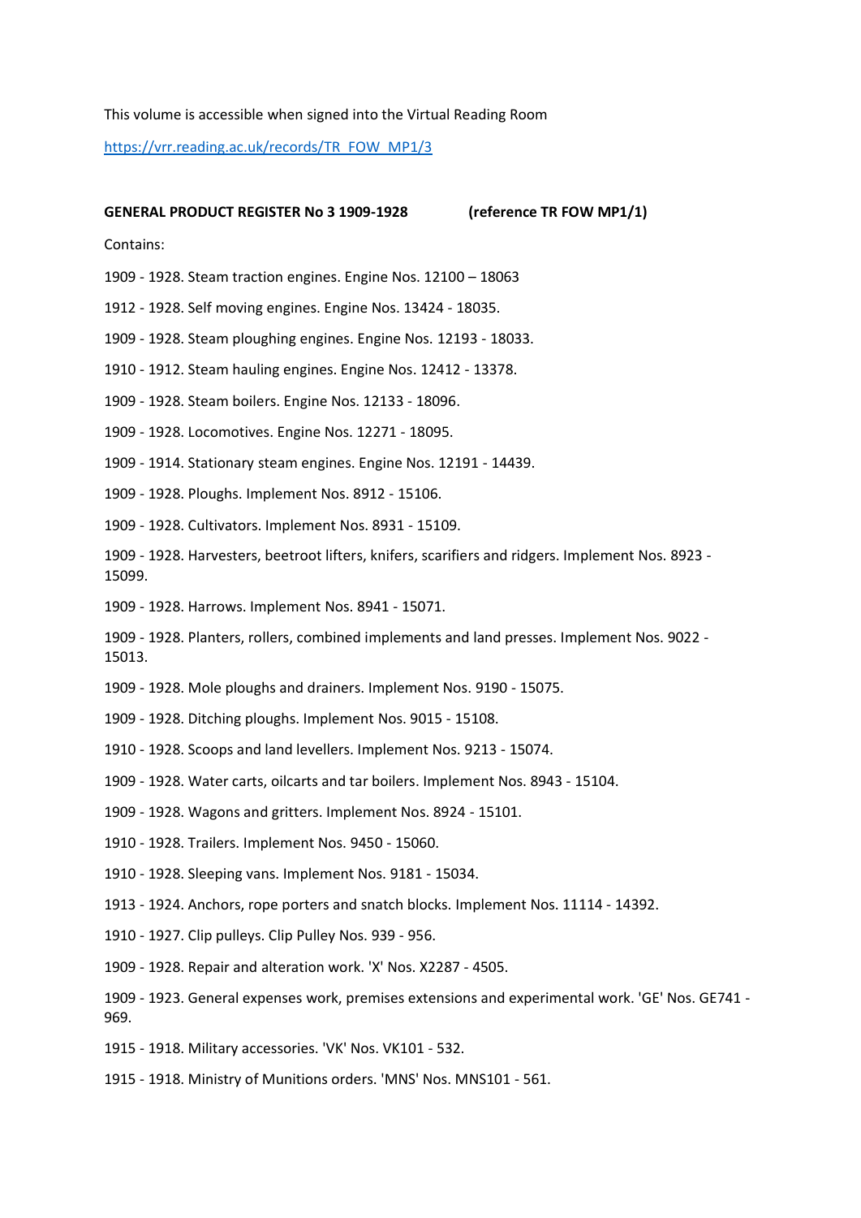This volume is accessible when signed into the Virtual Reading Room

[https://vrr.reading.ac.uk/records/TR_FOW_MP1/3](https://vrr.reading.ac.uk/records/TR_FOW_MP1/3)

**GENERAL PRODUCT REGISTER No 3 1909-1928 (reference TR FOW MP1/1)**

Contains:

1909 - 1928. Steam traction engines. Engine Nos. 12100 – 18063

1912 - 1928. Self moving engines. Engine Nos. 13424 - 18035.

1909 - 1928. Steam ploughing engines. Engine Nos. 12193 - 18033.

1910 - 1912. Steam hauling engines. Engine Nos. 12412 - 13378.

1909 - 1928. Steam boilers. Engine Nos. 12133 - 18096.

1909 - 1928. Locomotives. Engine Nos. 12271 - 18095.

1909 - 1914. Stationary steam engines. Engine Nos. 12191 - 14439.

1909 - 1928. Ploughs. Implement Nos. 8912 - 15106.

1909 - 1928. Cultivators. Implement Nos. 8931 - 15109.

1909 - 1928. Harvesters, beetroot lifters, knifers, scarifiers and ridgers. Implement Nos. 8923 - 15099.

1909 - 1928. Harrows. Implement Nos. 8941 - 15071.

1909 - 1928. Planters, rollers, combined implements and land presses. Implement Nos. 9022 - 15013.

1909 - 1928. Mole ploughs and drainers. Implement Nos. 9190 - 15075.

1909 - 1928. Ditching ploughs. Implement Nos. 9015 - 15108.

1910 - 1928. Scoops and land levellers. Implement Nos. 9213 - 15074.

1909 - 1928. Water carts, oilcarts and tar boilers. Implement Nos. 8943 - 15104.

1909 - 1928. Wagons and gritters. Implement Nos. 8924 - 15101.

1910 - 1928. Trailers. Implement Nos. 9450 - 15060.

1910 - 1928. Sleeping vans. Implement Nos. 9181 - 15034.

1913 - 1924. Anchors, rope porters and snatch blocks. Implement Nos. 11114 - 14392.

1910 - 1927. Clip pulleys. Clip Pulley Nos. 939 - 956.

1909 - 1928. Repair and alteration work. 'X' Nos. X2287 - 4505.

1909 - 1923. General expenses work, premises extensions and experimental work. 'GE' Nos. GE741 - 969.

1915 - 1918. Military accessories. 'VK' Nos. VK101 - 532.

1915 - 1918. Ministry of Munitions orders. 'MNS' Nos. MNS101 - 561.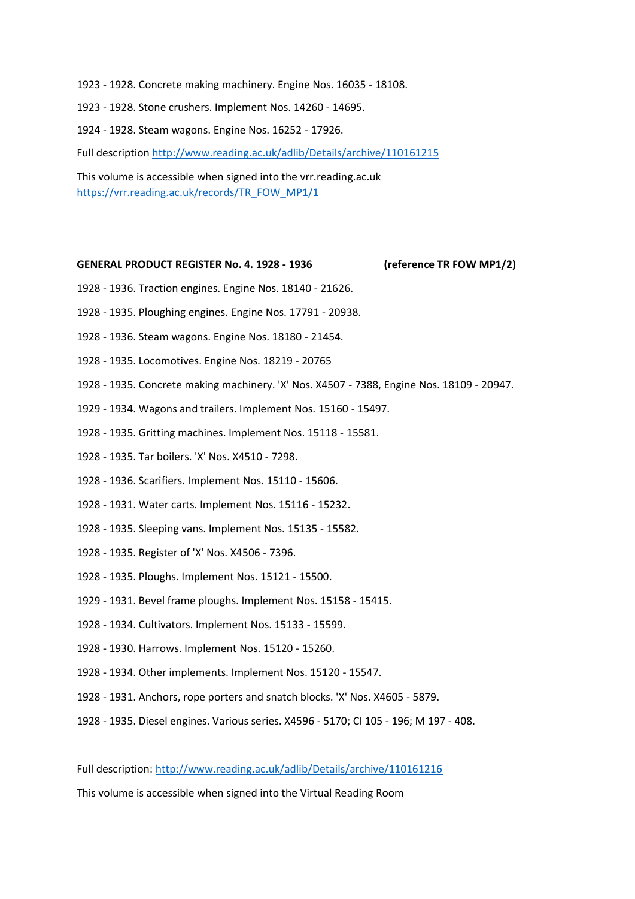1923 - 1928. Concrete making machinery. Engine Nos. 16035 - 18108.

1923 - 1928. Stone crushers. Implement Nos. 14260 - 14695.

1924 - 1928. Steam wagons. Engine Nos. 16252 - 17926.

Full description http://www.reading.ac.uk/adlib/Details/archive/110161215

This volume is accessible when signed into the vrr.reading.ac.uk https://vrr.reading.ac.uk/records/TR_FOW_MP1/1

**GENERAL PRODUCT REGISTER No. 4. 1928 - 1936 (reference TR FOW MP1/2)**

1928 - 1936. Traction engines. Engine Nos. 18140 - 21626.

1928 - 1935. Ploughing engines. Engine Nos. 17791 - 20938.

1928 - 1936. Steam wagons. Engine Nos. 18180 - 21454.

1928 - 1935. Locomotives. Engine Nos. 18219 - 20765

1928 - 1935. Concrete making machinery. 'X' Nos. X4507 - 7388, Engine Nos. 18109 - 20947.

1929 - 1934. Wagons and trailers. Implement Nos. 15160 - 15497.

1928 - 1935. Gritting machines. Implement Nos. 15118 - 15581.

1928 - 1935. Tar boilers. 'X' Nos. X4510 - 7298.

1928 - 1936. Scarifiers. Implement Nos. 15110 - 15606.

1928 - 1931. Water carts. Implement Nos. 15116 - 15232.

1928 - 1935. Sleeping vans. Implement Nos. 15135 - 15582.

1928 - 1935. Register of 'X' Nos. X4506 - 7396.

1928 - 1935. Ploughs. Implement Nos. 15121 - 15500.

1929 - 1931. Bevel frame ploughs. Implement Nos. 15158 - 15415.

1928 - 1934. Cultivators. Implement Nos. 15133 - 15599.

1928 - 1930. Harrows. Implement Nos. 15120 - 15260.

1928 - 1934. Other implements. Implement Nos. 15120 - 15547.

1928 - 1931. Anchors, rope porters and snatch blocks. 'X' Nos. X4605 - 5879.

1928 - 1935. Diesel engines. Various series. X4596 - 5170; CI 105 - 196; M 197 - 408.

Full description: http://www.reading.ac.uk/adlib/Details/archive/110161216

This volume is accessible when signed into the Virtual Reading Room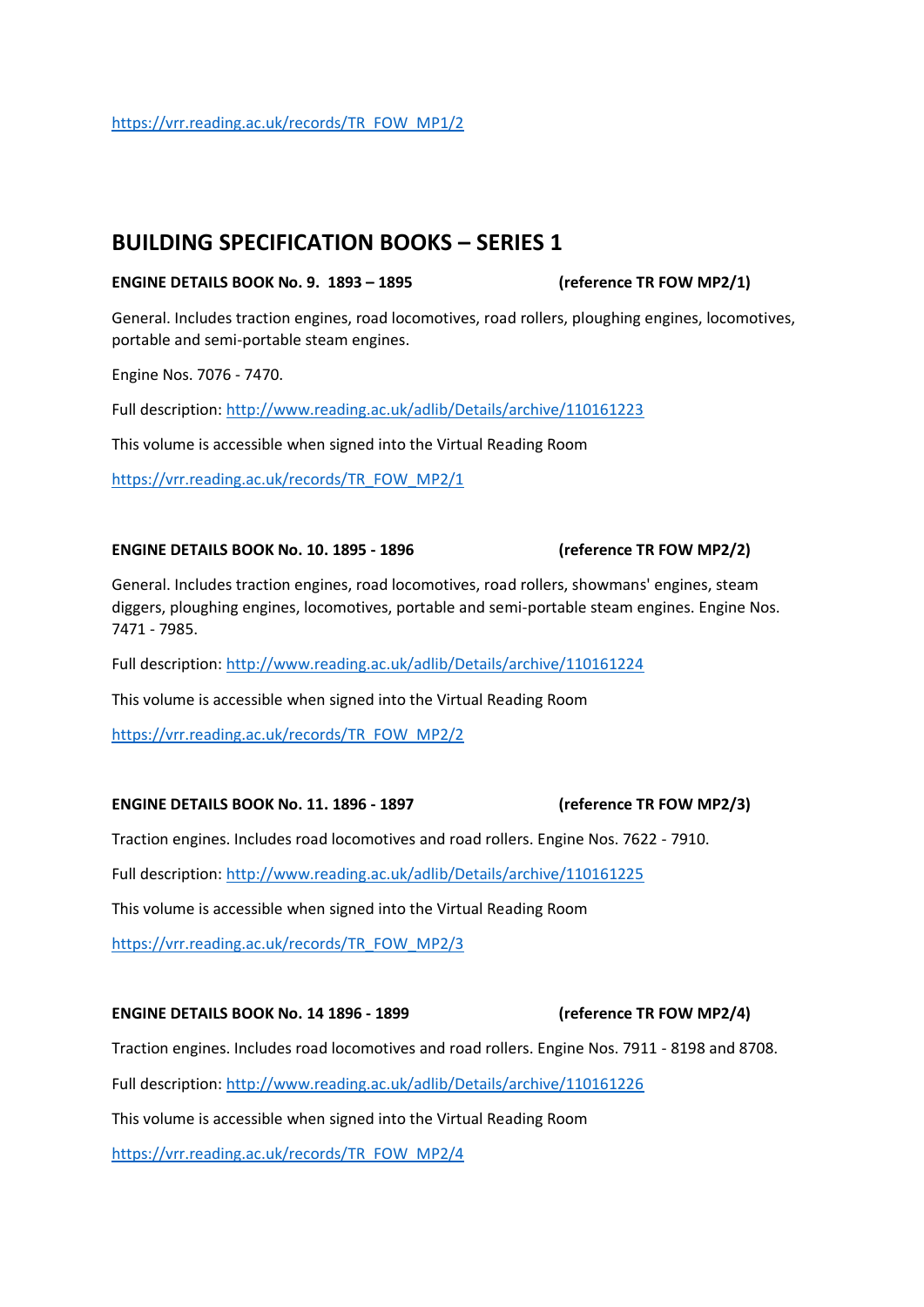https://vrr.reading.ac.uk/records/TR_FOW_MP1/2

## BUILDING SPECIFICATION BOOKS – SERIES 1

**ENGINE DETAILS BOOK No. 9. 1893 – 1895 (reference TR FOW MP2/1)**

General. Includes traction engines, road locomotives, road rollers, ploughing engines, locomotives, portable and semi-portable steam engines.

Engine Nos. 7076 - 7470.

Full description: http://www.reading.ac.uk/adlib/Details/archive/110161223

This volume is accessible when signed into the Virtual Reading Room

https://vrr.reading.ac.uk/records/TR_FOW_MP2/1

**ENGINE DETAILS BOOK No. 10. 1895 - 1896 (reference TR FOW MP2/2)**

General. Includes traction engines, road locomotives, road rollers, showmans' engines, steam diggers, ploughing engines, locomotives, portable and semi-portable steam engines. Engine Nos. 7471 - 7985.

Full description: http://www.reading.ac.uk/adlib/Details/archive/110161224

This volume is accessible when signed into the Virtual Reading Room

https://vrr.reading.ac.uk/records/TR_FOW_MP2/2

**ENGINE DETAILS BOOK No. 11. 1896 - 1897 (reference TR FOW MP2/3)**

Traction engines. Includes road locomotives and road rollers. Engine Nos. 7622 - 7910.

Full description: http://www.reading.ac.uk/adlib/Details/archive/110161225

This volume is accessible when signed into the Virtual Reading Room

https://vrr.reading.ac.uk/records/TR_FOW_MP2/3

**ENGINE DETAILS BOOK No. 14 1896 - 1899 (reference TR FOW MP2/4)**

Traction engines. Includes road locomotives and road rollers. Engine Nos. 7911 - 8198 and 8708.

Full description: http://www.reading.ac.uk/adlib/Details/archive/110161226

This volume is accessible when signed into the Virtual Reading Room

https://vrr.reading.ac.uk/records/TR_FOW_MP2/4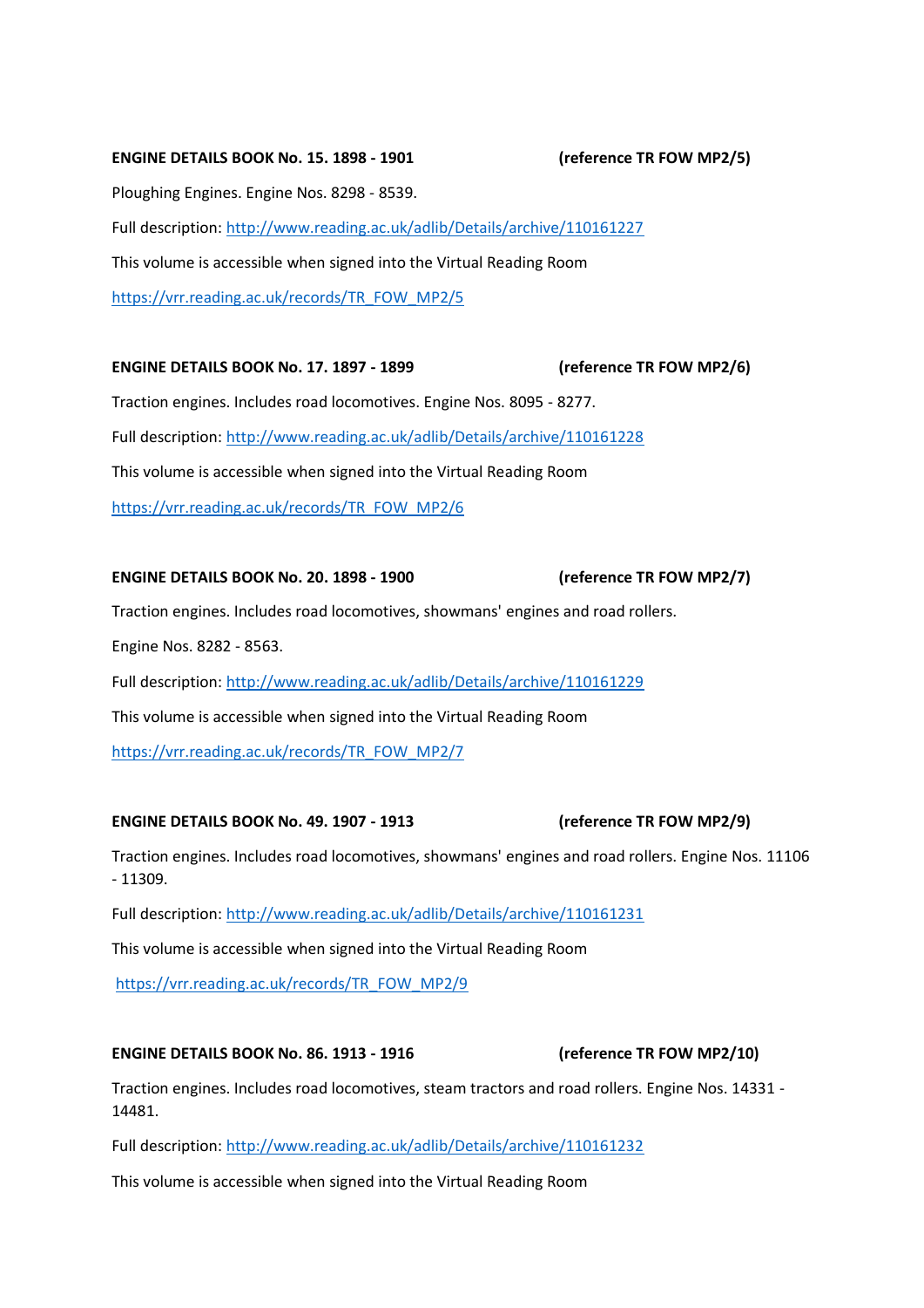**ENGINE DETAILS BOOK No. 15. 1898 - 1901** **(reference TR FOW MP2/5)**

Ploughing Engines. Engine Nos. 8298 - 8539.

Full description: http://www.reading.ac.uk/adlib/Details/archive/110161227

This volume is accessible when signed into the Virtual Reading Room

https://vrr.reading.ac.uk/records/TR_FOW_MP2/5

**ENGINE DETAILS BOOK No. 17. 1897 - 1899** **(reference TR FOW MP2/6)**

Traction engines. Includes road locomotives. Engine Nos. 8095 - 8277.

Full description: http://www.reading.ac.uk/adlib/Details/archive/110161228

This volume is accessible when signed into the Virtual Reading Room

https://vrr.reading.ac.uk/records/TR_FOW_MP2/6

**ENGINE DETAILS BOOK No. 20. 1898 - 1900** **(reference TR FOW MP2/7)**

Traction engines. Includes road locomotives, showmans' engines and road rollers.

Engine Nos. 8282 - 8563.

Full description: http://www.reading.ac.uk/adlib/Details/archive/110161229

This volume is accessible when signed into the Virtual Reading Room

https://vrr.reading.ac.uk/records/TR_FOW_MP2/7

**ENGINE DETAILS BOOK No. 49. 1907 - 1913** **(reference TR FOW MP2/9)**

Traction engines. Includes road locomotives, showmans' engines and road rollers. Engine Nos. 11106 - 11309.

Full description: http://www.reading.ac.uk/adlib/Details/archive/110161231

This volume is accessible when signed into the Virtual Reading Room

https://vrr.reading.ac.uk/records/TR_FOW_MP2/9

**ENGINE DETAILS BOOK No. 86. 1913 - 1916** **(reference TR FOW MP2/10)**

Traction engines. Includes road locomotives, steam tractors and road rollers. Engine Nos. 14331 - 14481.

Full description: http://www.reading.ac.uk/adlib/Details/archive/110161232

This volume is accessible when signed into the Virtual Reading Room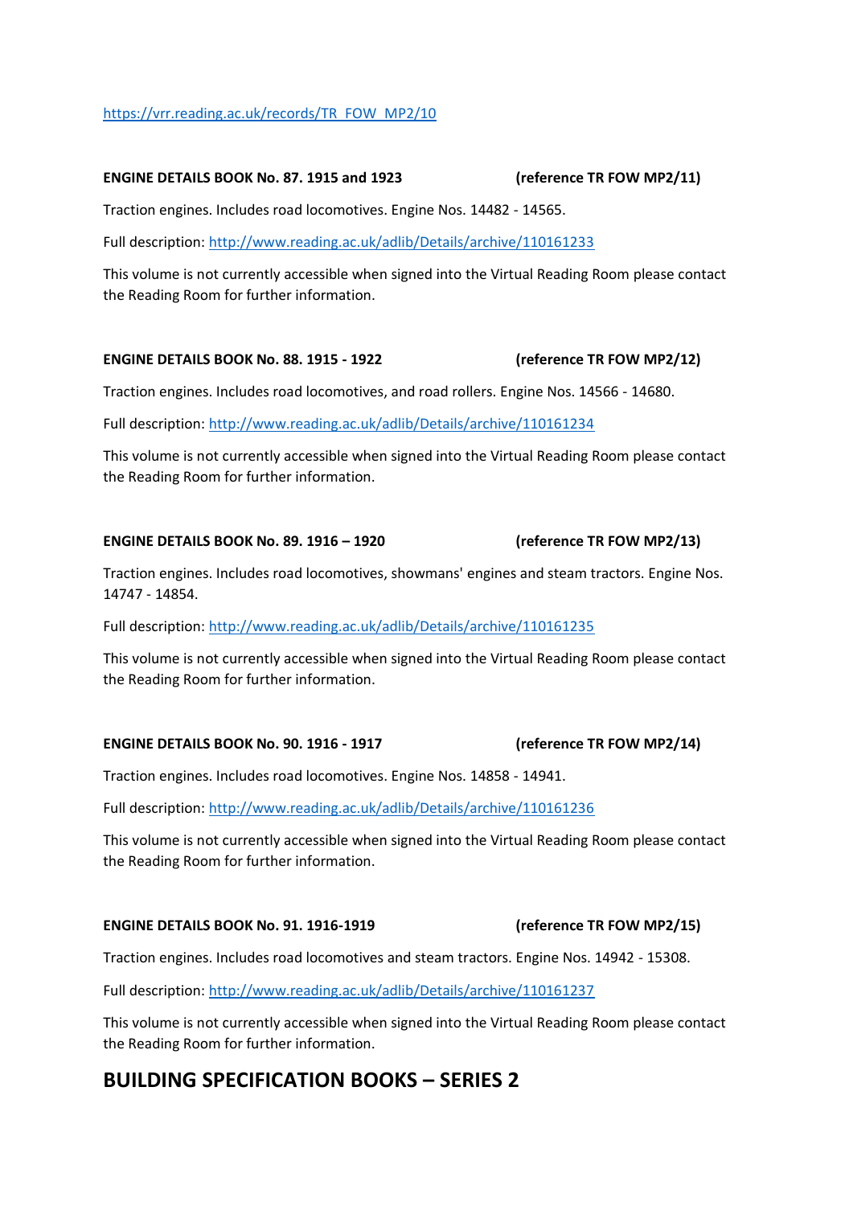https://vrr.reading.ac.uk/records/TR_FOW_MP2/10

**ENGINE DETAILS BOOK No. 87. 1915 and 1923** **(reference TR FOW MP2/11)**

Traction engines. Includes road locomotives. Engine Nos. 14482 - 14565.

Full description: http://www.reading.ac.uk/adlib/Details/archive/110161233

This volume is not currently accessible when signed into the Virtual Reading Room please contact the Reading Room for further information.

**ENGINE DETAILS BOOK No. 88. 1915 - 1922** **(reference TR FOW MP2/12)**

Traction engines. Includes road locomotives, and road rollers. Engine Nos. 14566 - 14680.

Full description: http://www.reading.ac.uk/adlib/Details/archive/110161234

This volume is not currently accessible when signed into the Virtual Reading Room please contact the Reading Room for further information.

**ENGINE DETAILS BOOK No. 89. 1916 – 1920** **(reference TR FOW MP2/13)**

Traction engines. Includes road locomotives, showmans' engines and steam tractors. Engine Nos. 14747 - 14854.

Full description: http://www.reading.ac.uk/adlib/Details/archive/110161235

This volume is not currently accessible when signed into the Virtual Reading Room please contact the Reading Room for further information.

**ENGINE DETAILS BOOK No. 90. 1916 - 1917** **(reference TR FOW MP2/14)**

Traction engines. Includes road locomotives. Engine Nos. 14858 - 14941.

Full description: http://www.reading.ac.uk/adlib/Details/archive/110161236

This volume is not currently accessible when signed into the Virtual Reading Room please contact the Reading Room for further information.

**ENGINE DETAILS BOOK No. 91. 1916-1919** **(reference TR FOW MP2/15)**

Traction engines. Includes road locomotives and steam tractors. Engine Nos. 14942 - 15308.

Full description: http://www.reading.ac.uk/adlib/Details/archive/110161237

This volume is not currently accessible when signed into the Virtual Reading Room please contact the Reading Room for further information.

## BUILDING SPECIFICATION BOOKS – SERIES 2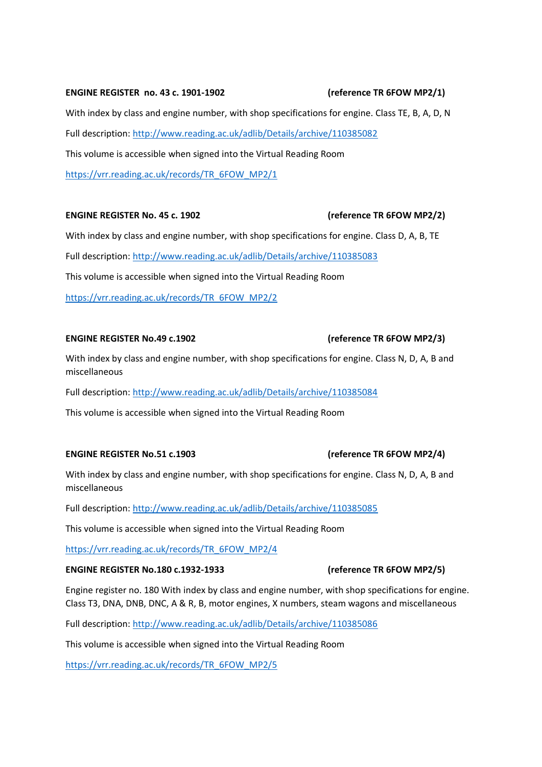**ENGINE REGISTER no. 43 c. 1901-1902** **(reference TR 6FOW MP2/1)**

With index by class and engine number, with shop specifications for engine. Class TE, B, A, D, N

Full description: http://www.reading.ac.uk/adlib/Details/archive/110385082

This volume is accessible when signed into the Virtual Reading Room

https://vrr.reading.ac.uk/records/TR_6FOW_MP2/1

**ENGINE REGISTER No. 45 c. 1902** **(reference TR 6FOW MP2/2)**

With index by class and engine number, with shop specifications for engine. Class D, A, B, TE

Full description: http://www.reading.ac.uk/adlib/Details/archive/110385083

This volume is accessible when signed into the Virtual Reading Room

https://vrr.reading.ac.uk/records/TR_6FOW_MP2/2

**ENGINE REGISTER No.49 c.1902** **(reference TR 6FOW MP2/3)**

With index by class and engine number, with shop specifications for engine. Class N, D, A, B and miscellaneous

Full description: http://www.reading.ac.uk/adlib/Details/archive/110385084

This volume is accessible when signed into the Virtual Reading Room

**ENGINE REGISTER No.51 c.1903** **(reference TR 6FOW MP2/4)**

With index by class and engine number, with shop specifications for engine. Class N, D, A, B and miscellaneous

Full description: http://www.reading.ac.uk/adlib/Details/archive/110385085

This volume is accessible when signed into the Virtual Reading Room

https://vrr.reading.ac.uk/records/TR_6FOW_MP2/4

**ENGINE REGISTER No.180 c.1932-1933** **(reference TR 6FOW MP2/5)**

Engine register no. 180 With index by class and engine number, with shop specifications for engine. Class T3, DNA, DNB, DNC, A & R, B, motor engines, X numbers, steam wagons and miscellaneous

Full description: http://www.reading.ac.uk/adlib/Details/archive/110385086

This volume is accessible when signed into the Virtual Reading Room

https://vrr.reading.ac.uk/records/TR_6FOW_MP2/5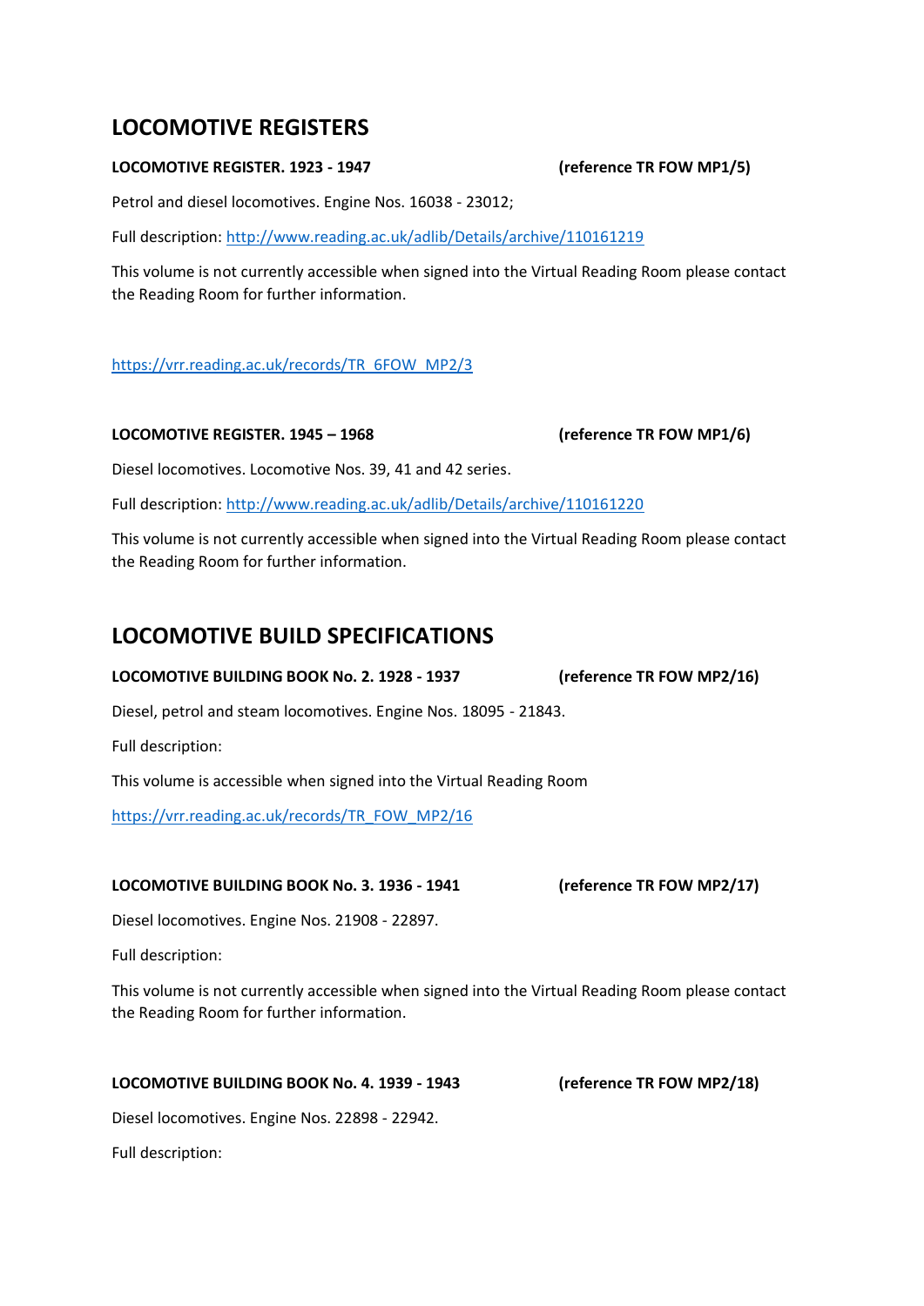## LOCOMOTIVE REGISTERS

**LOCOMOTIVE REGISTER. 1923 - 1947** **(reference TR FOW MP1/5)**

Petrol and diesel locomotives. Engine Nos. 16038 - 23012;

Full description: http://www.reading.ac.uk/adlib/Details/archive/110161219

This volume is not currently accessible when signed into the Virtual Reading Room please contact the Reading Room for further information.

https://vrr.reading.ac.uk/records/TR_6FOW_MP2/3

**LOCOMOTIVE REGISTER. 1945 – 1968** **(reference TR FOW MP1/6)**

Diesel locomotives. Locomotive Nos. 39, 41 and 42 series.

Full description: http://www.reading.ac.uk/adlib/Details/archive/110161220

This volume is not currently accessible when signed into the Virtual Reading Room please contact the Reading Room for further information.

## LOCOMOTIVE BUILD SPECIFICATIONS

**LOCOMOTIVE BUILDING BOOK No. 2. 1928 - 1937** **(reference TR FOW MP2/16)**

Diesel, petrol and steam locomotives. Engine Nos. 18095 - 21843.

Full description:

This volume is accessible when signed into the Virtual Reading Room

https://vrr.reading.ac.uk/records/TR_FOW_MP2/16

**LOCOMOTIVE BUILDING BOOK No. 3. 1936 - 1941** **(reference TR FOW MP2/17)**

Diesel locomotives. Engine Nos. 21908 - 22897.

Full description:

This volume is not currently accessible when signed into the Virtual Reading Room please contact the Reading Room for further information.

**LOCOMOTIVE BUILDING BOOK No. 4. 1939 - 1943** **(reference TR FOW MP2/18)**

Diesel locomotives. Engine Nos. 22898 - 22942.

Full description: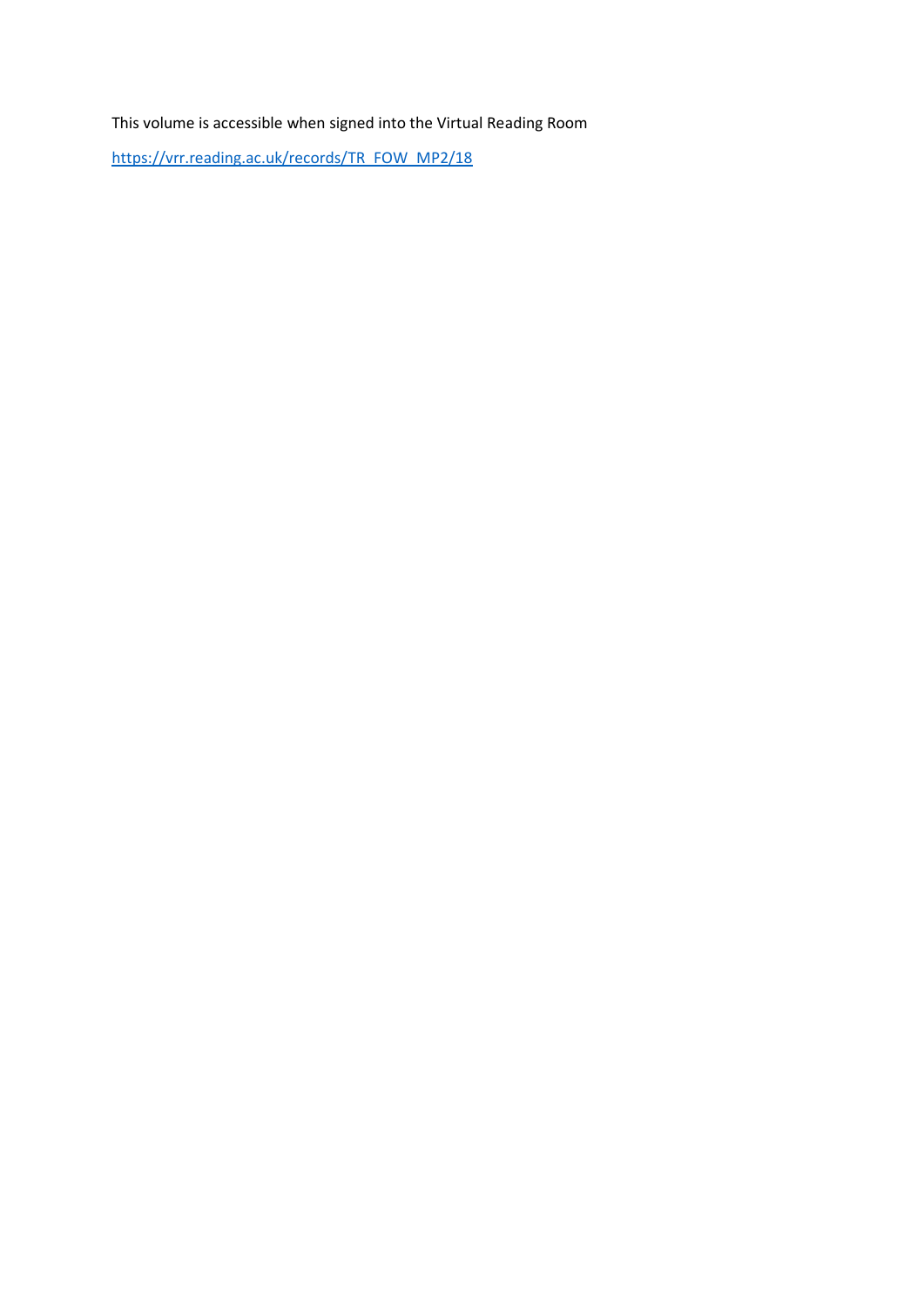This volume is accessible when signed into the Virtual Reading Room

https://vrr.reading.ac.uk/records/TR_FOW_MP2/18